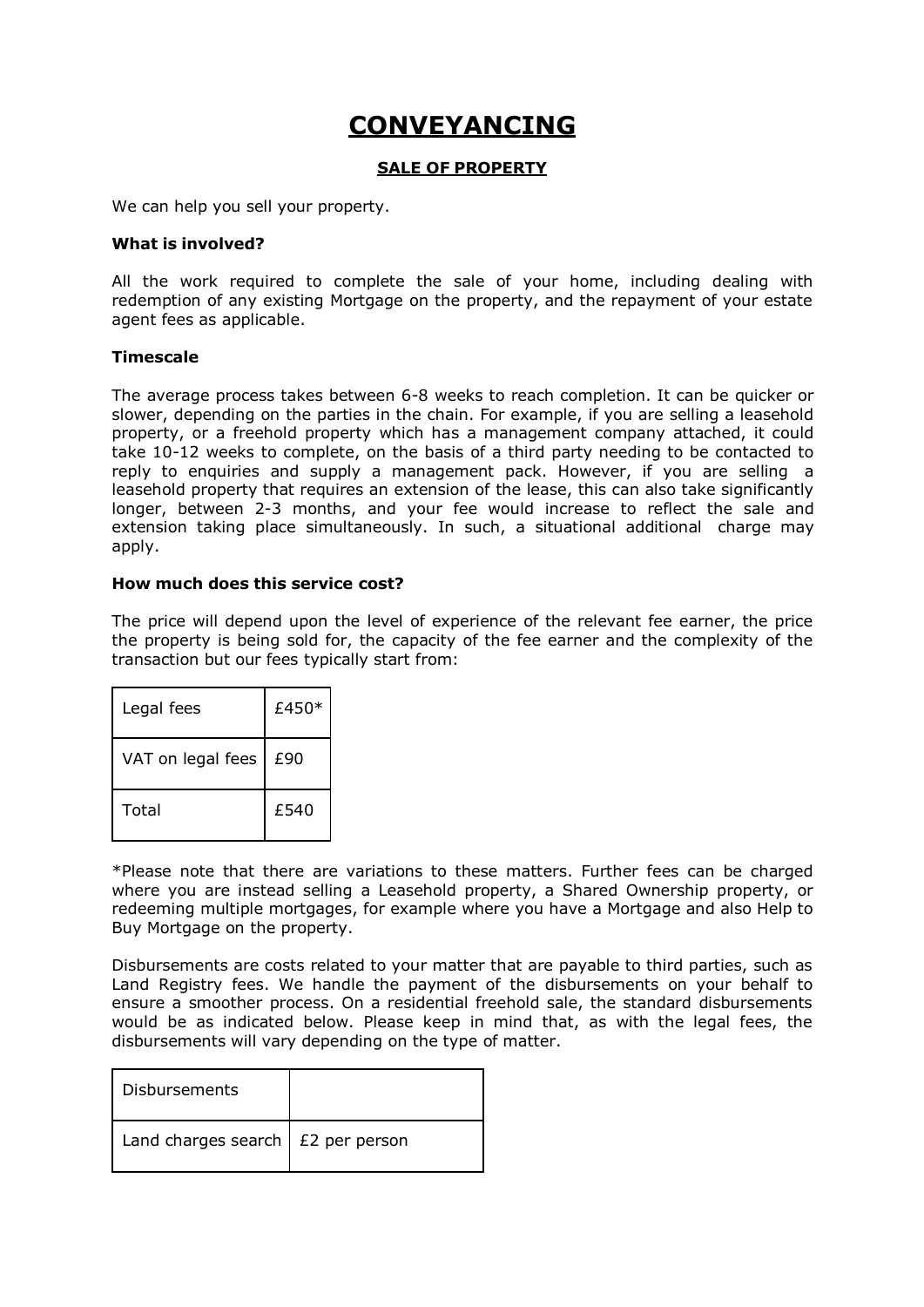# CONVEYANCING

## SALE OF PROPERTY

We can help you sell your property.

**What is involved?**

All the work required to complete the sale of your home, including dealing with redemption of any existing Mortgage on the property, and the repayment of your estate agent fees as applicable.

**Timescale**

The average process takes between 6-8 weeks to reach completion. It can be quicker or slower, depending on the parties in the chain. For example, if you are selling a leasehold property, or a freehold property which has a management company attached, it could take 10-12 weeks to complete, on the basis of a third party needing to be contacted to reply to enquiries and supply a management pack. However, if you are selling a leasehold property that requires an extension of the lease, this can also take significantly longer, between 2-3 months, and your fee would increase to reflect the sale and extension taking place simultaneously. In such, a situational additional charge may apply.

**How much does this service cost?**

The price will depend upon the level of experience of the relevant fee earner, the price the property is being sold for, the capacity of the fee earner and the complexity of the transaction but our fees typically start from:

| Legal fees | £450* |
|---|---|
| VAT on legal fees | £90 |
| Total | £540 |

*Please note that there are variations to these matters. Further fees can be charged where you are instead selling a Leasehold property, a Shared Ownership property, or redeeming multiple mortgages, for example where you have a Mortgage and also Help to Buy Mortgage on the property.

Disbursements are costs related to your matter that are payable to third parties, such as Land Registry fees. We handle the payment of the disbursements on your behalf to ensure a smoother process. On a residential freehold sale, the standard disbursements would be as indicated below. Please keep in mind that, as with the legal fees, the disbursements will vary depending on the type of matter.

| Disbursements | |
|---|---|
| Land charges search | £2 per person |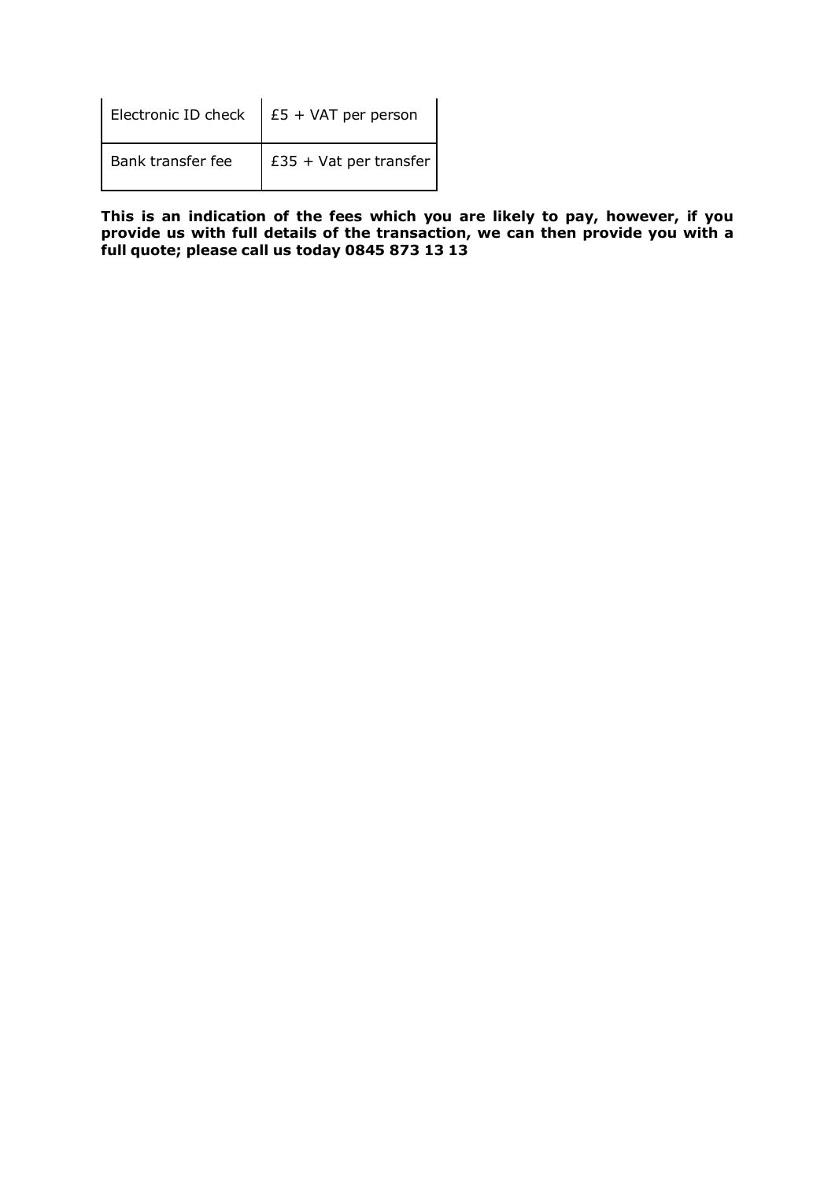| | |
|---|---|
| Electronic ID check | £5 + VAT per person |
| Bank transfer fee | £35 + Vat per transfer |

**This is an indication of the fees which you are likely to pay, however, if you provide us with full details of the transaction, we can then provide you with a full quote; please call us today 0845 873 13 13**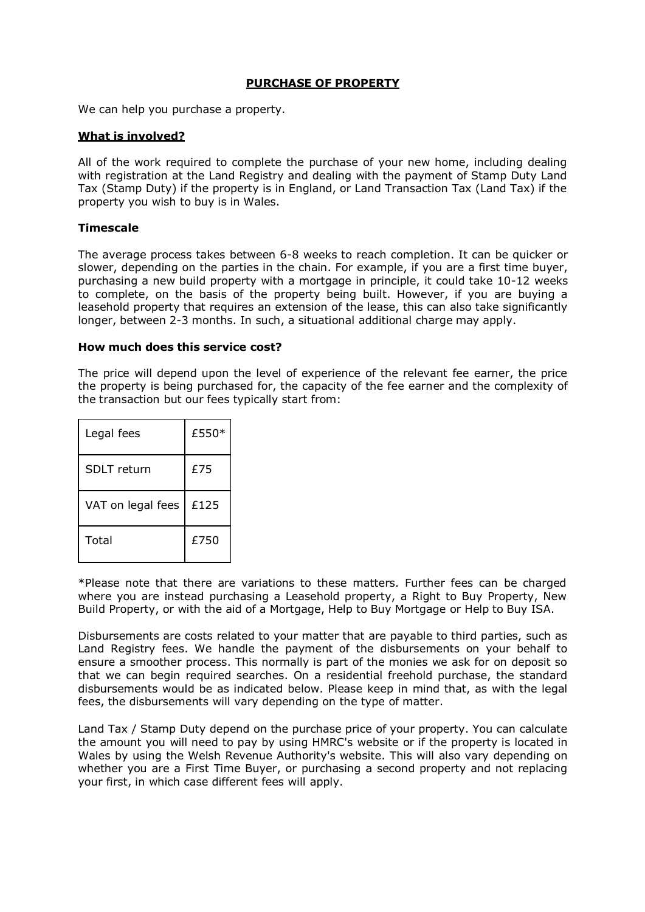# PURCHASE OF PROPERTY

We can help you purchase a property.

## What is involved?

All of the work required to complete the purchase of your new home, including dealing with registration at the Land Registry and dealing with the payment of Stamp Duty Land Tax (Stamp Duty) if the property is in England, or Land Transaction Tax (Land Tax) if the property you wish to buy is in Wales.

### Timescale

The average process takes between 6-8 weeks to reach completion. It can be quicker or slower, depending on the parties in the chain. For example, if you are a first time buyer, purchasing a new build property with a mortgage in principle, it could take 10-12 weeks to complete, on the basis of the property being built. However, if you are buying a leasehold property that requires an extension of the lease, this can also take significantly longer, between 2-3 months. In such, a situational additional charge may apply.

### How much does this service cost?

The price will depend upon the level of experience of the relevant fee earner, the price the property is being purchased for, the capacity of the fee earner and the complexity of the transaction but our fees typically start from:

| | |
|---|---|
| Legal fees | £550* |
| SDLT return | £75 |
| VAT on legal fees | £125 |
| Total | £750 |

*Please note that there are variations to these matters. Further fees can be charged where you are instead purchasing a Leasehold property, a Right to Buy Property, New Build Property, or with the aid of a Mortgage, Help to Buy Mortgage or Help to Buy ISA.

Disbursements are costs related to your matter that are payable to third parties, such as Land Registry fees. We handle the payment of the disbursements on your behalf to ensure a smoother process. This normally is part of the monies we ask for on deposit so that we can begin required searches. On a residential freehold purchase, the standard disbursements would be as indicated below. Please keep in mind that, as with the legal fees, the disbursements will vary depending on the type of matter.

Land Tax / Stamp Duty depend on the purchase price of your property. You can calculate the amount you will need to pay by using HMRC's website or if the property is located in Wales by using the Welsh Revenue Authority's website. This will also vary depending on whether you are a First Time Buyer, or purchasing a second property and not replacing your first, in which case different fees will apply.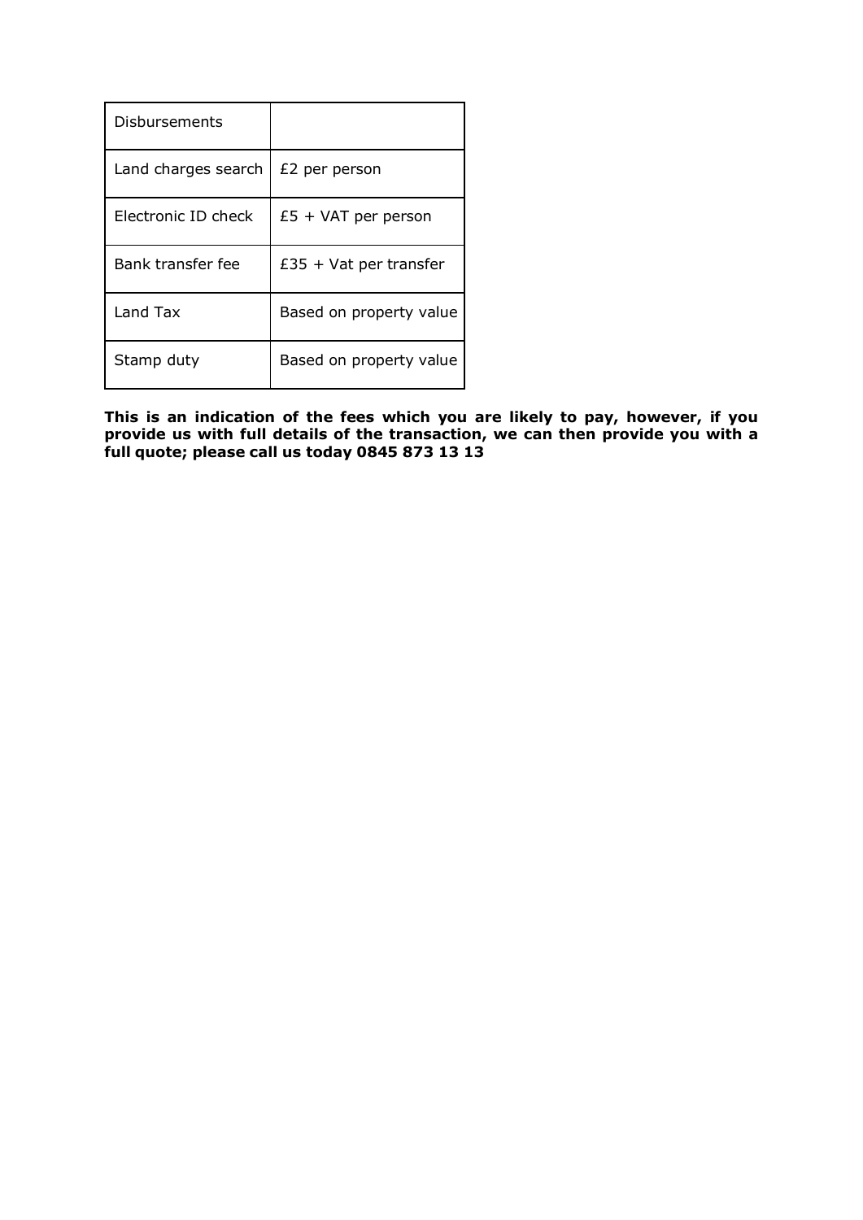| Disbursements | |
|---|---|
| Land charges search | £2 per person |
| Electronic ID check | £5 + VAT per person |
| Bank transfer fee | £35 + Vat per transfer |
| Land Tax | Based on property value |
| Stamp duty | Based on property value |

**This is an indication of the fees which you are likely to pay, however, if you provide us with full details of the transaction, we can then provide you with a full quote; please call us today 0845 873 13 13**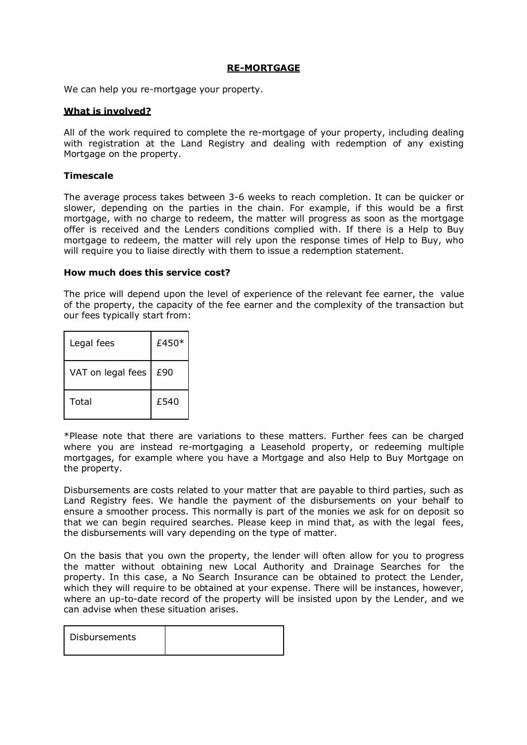## RE-MORTGAGE

We can help you re-mortgage your property.

### What is involved?

All of the work required to complete the re-mortgage of your property, including dealing with registration at the Land Registry and dealing with redemption of any existing Mortgage on the property.

### Timescale

The average process takes between 3-6 weeks to reach completion. It can be quicker or slower, depending on the parties in the chain. For example, if this would be a first mortgage, with no charge to redeem, the matter will progress as soon as the mortgage offer is received and the Lenders conditions complied with. If there is a Help to Buy mortgage to redeem, the matter will rely upon the response times of Help to Buy, who will require you to liaise directly with them to issue a redemption statement.

### How much does this service cost?

The price will depend upon the level of experience of the relevant fee earner, the value of the property, the capacity of the fee earner and the complexity of the transaction but our fees typically start from:

| Legal fees | £450* |
|---|---|
| VAT on legal fees | £90 |
| Total | £540 |

*Please note that there are variations to these matters. Further fees can be charged where you are instead re-mortgaging a Leasehold property, or redeeming multiple mortgages, for example where you have a Mortgage and also Help to Buy Mortgage on the property.

Disbursements are costs related to your matter that are payable to third parties, such as Land Registry fees. We handle the payment of the disbursements on your behalf to ensure a smoother process. This normally is part of the monies we ask for on deposit so that we can begin required searches. Please keep in mind that, as with the legal fees, the disbursements will vary depending on the type of matter.

On the basis that you own the property, the lender will often allow for you to progress the matter without obtaining new Local Authority and Drainage Searches for the property. In this case, a No Search Insurance can be obtained to protect the Lender, which they will require to be obtained at your expense. There will be instances, however, where an up-to-date record of the property will be insisted upon by the Lender, and we can advise when these situation arises.

| Disbursements | |
|---|---|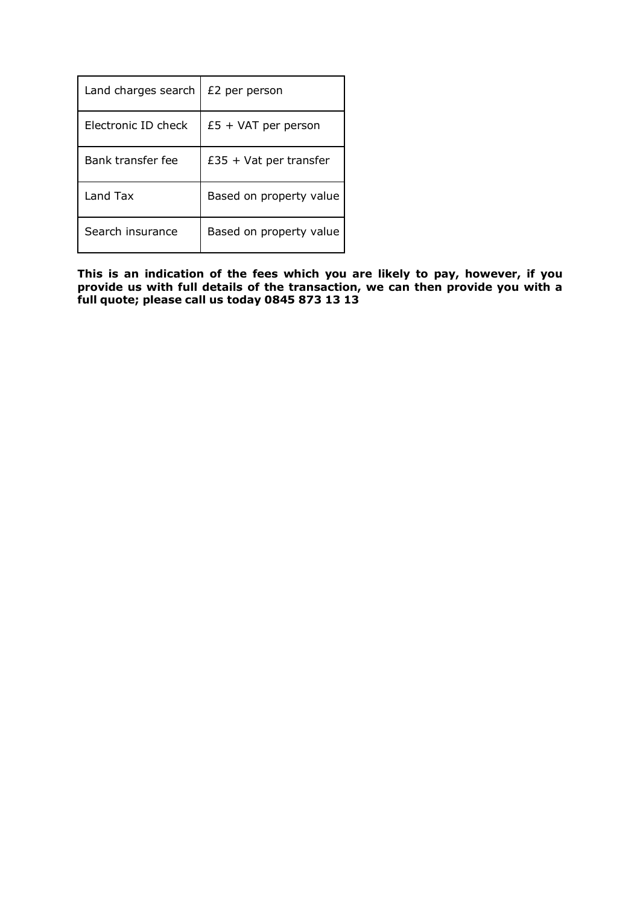| Land charges search | £2 per person |
| --- | --- |
| Electronic ID check | £5 + VAT per person |
| Bank transfer fee | £35 + Vat per transfer |
| Land Tax | Based on property value |
| Search insurance | Based on property value |

**This is an indication of the fees which you are likely to pay, however, if you provide us with full details of the transaction, we can then provide you with a full quote; please call us today 0845 873 13 13**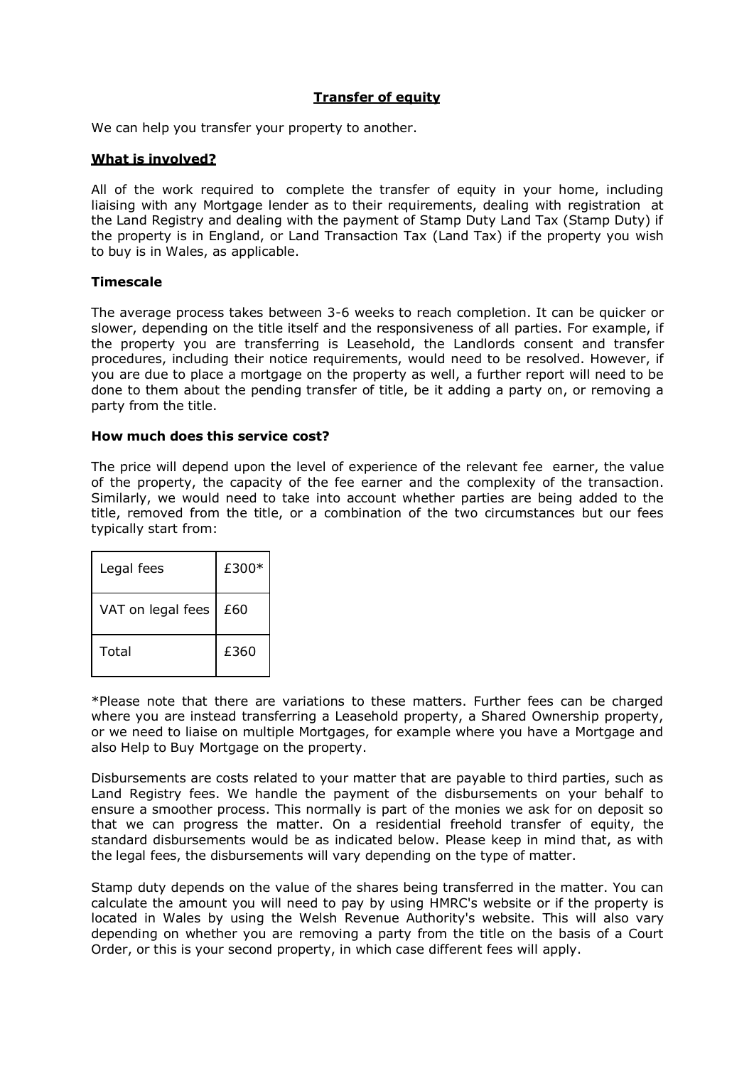## Transfer of equity

We can help you transfer your property to another.

### What is involved?

All of the work required to complete the transfer of equity in your home, including liaising with any Mortgage lender as to their requirements, dealing with registration at the Land Registry and dealing with the payment of Stamp Duty Land Tax (Stamp Duty) if the property is in England, or Land Transaction Tax (Land Tax) if the property you wish to buy is in Wales, as applicable.

### Timescale

The average process takes between 3-6 weeks to reach completion. It can be quicker or slower, depending on the title itself and the responsiveness of all parties. For example, if the property you are transferring is Leasehold, the Landlords consent and transfer procedures, including their notice requirements, would need to be resolved. However, if you are due to place a mortgage on the property as well, a further report will need to be done to them about the pending transfer of title, be it adding a party on, or removing a party from the title.

### How much does this service cost?

The price will depend upon the level of experience of the relevant fee earner, the value of the property, the capacity of the fee earner and the complexity of the transaction. Similarly, we would need to take into account whether parties are being added to the title, removed from the title, or a combination of the two circumstances but our fees typically start from:

| Legal fees | £300* |
|---|---|
| VAT on legal fees | £60 |
| Total | £360 |

*Please note that there are variations to these matters. Further fees can be charged where you are instead transferring a Leasehold property, a Shared Ownership property, or we need to liaise on multiple Mortgages, for example where you have a Mortgage and also Help to Buy Mortgage on the property.

Disbursements are costs related to your matter that are payable to third parties, such as Land Registry fees. We handle the payment of the disbursements on your behalf to ensure a smoother process. This normally is part of the monies we ask for on deposit so that we can progress the matter. On a residential freehold transfer of equity, the standard disbursements would be as indicated below. Please keep in mind that, as with the legal fees, the disbursements will vary depending on the type of matter.

Stamp duty depends on the value of the shares being transferred in the matter. You can calculate the amount you will need to pay by using HMRC's website or if the property is located in Wales by using the Welsh Revenue Authority's website. This will also vary depending on whether you are removing a party from the title on the basis of a Court Order, or this is your second property, in which case different fees will apply.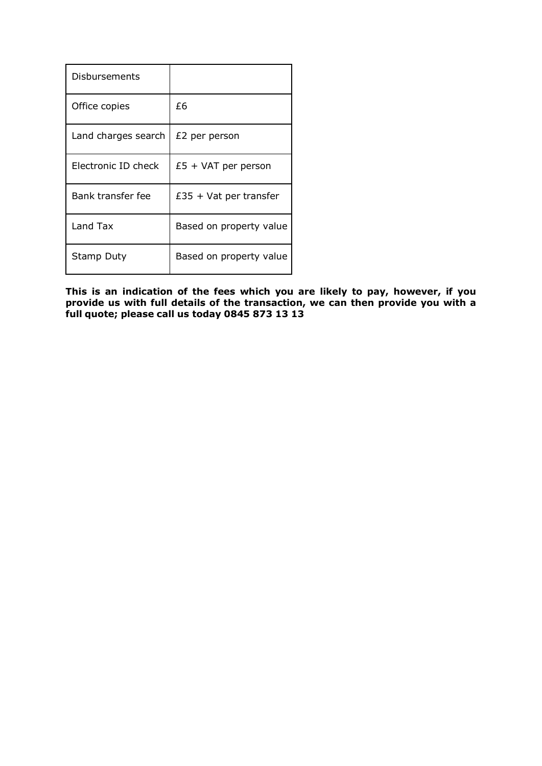| Disbursements | |
|---|---|
| Office copies | £6 |
| Land charges search | £2 per person |
| Electronic ID check | £5 + VAT per person |
| Bank transfer fee | £35 + Vat per transfer |
| Land Tax | Based on property value |
| Stamp Duty | Based on property value |

**This is an indication of the fees which you are likely to pay, however, if you provide us with full details of the transaction, we can then provide you with a full quote; please call us today 0845 873 13 13**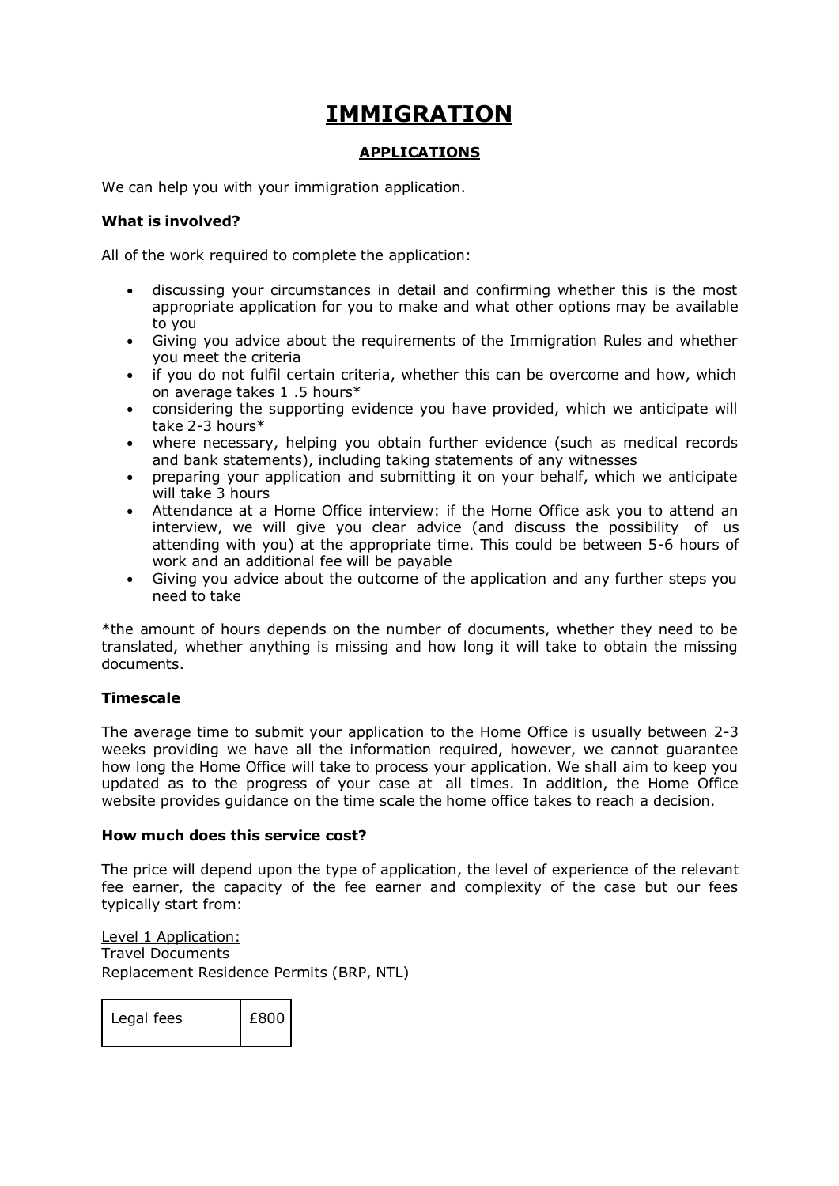# IMMIGRATION

## APPLICATIONS

We can help you with your immigration application.

**What is involved?**

All of the work required to complete the application:

- discussing your circumstances in detail and confirming whether this is the most appropriate application for you to make and what other options may be available to you
- Giving you advice about the requirements of the Immigration Rules and whether you meet the criteria
- if you do not fulfil certain criteria, whether this can be overcome and how, which on average takes 1 .5 hours*
- considering the supporting evidence you have provided, which we anticipate will take 2-3 hours*
- where necessary, helping you obtain further evidence (such as medical records and bank statements), including taking statements of any witnesses
- preparing your application and submitting it on your behalf, which we anticipate will take 3 hours
- Attendance at a Home Office interview: if the Home Office ask you to attend an interview, we will give you clear advice (and discuss the possibility of us attending with you) at the appropriate time. This could be between 5-6 hours of work and an additional fee will be payable
- Giving you advice about the outcome of the application and any further steps you need to take

*the amount of hours depends on the number of documents, whether they need to be translated, whether anything is missing and how long it will take to obtain the missing documents.

**Timescale**

The average time to submit your application to the Home Office is usually between 2-3 weeks providing we have all the information required, however, we cannot guarantee how long the Home Office will take to process your application. We shall aim to keep you updated as to the progress of your case at all times. In addition, the Home Office website provides guidance on the time scale the home office takes to reach a decision.

**How much does this service cost?**

The price will depend upon the type of application, the level of experience of the relevant fee earner, the capacity of the fee earner and complexity of the case but our fees typically start from:

Level 1 Application:
Travel Documents
Replacement Residence Permits (BRP, NTL)

| Legal fees | £800 |
|---|---|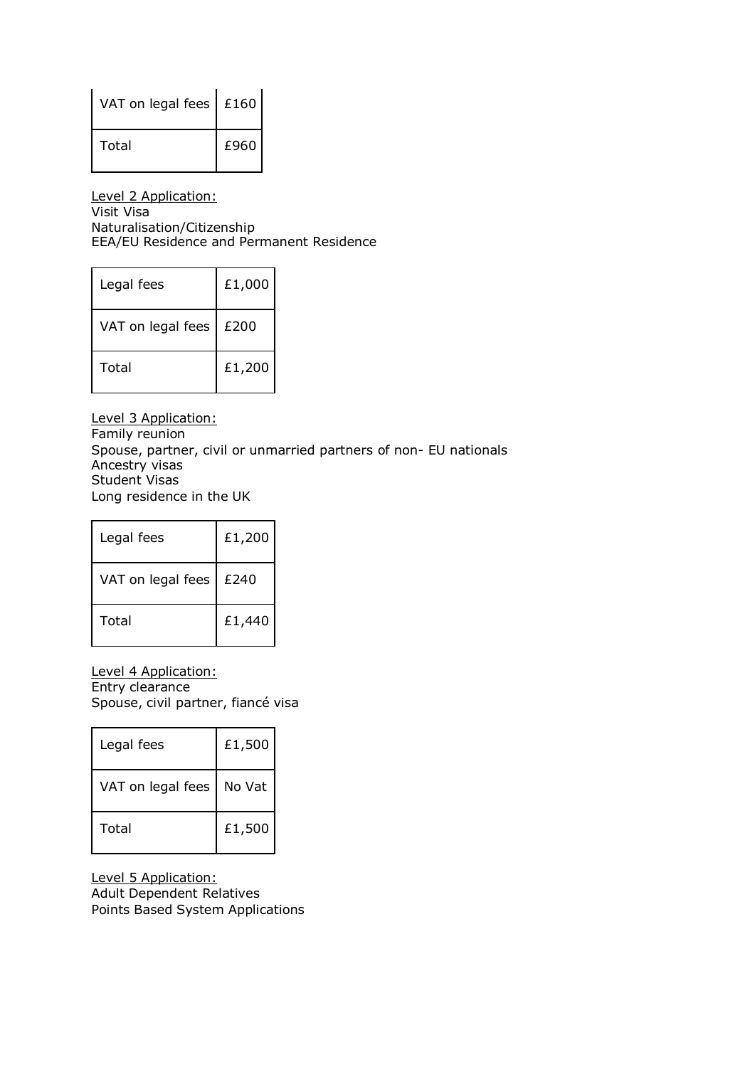| VAT on legal fees | £160 |
|---|---|
| Total | £960 |

<u>Level 2 Application:</u>
Visit Visa
Naturalisation/Citizenship
EEA/EU Residence and Permanent Residence

| Legal fees | £1,000 |
|---|---|
| VAT on legal fees | £200 |
| Total | £1,200 |

<u>Level 3 Application:</u>
Family reunion
Spouse, partner, civil or unmarried partners of non- EU nationals
Ancestry visas
Student Visas
Long residence in the UK

| Legal fees | £1,200 |
|---|---|
| VAT on legal fees | £240 |
| Total | £1,440 |

<u>Level 4 Application:</u>
Entry clearance
Spouse, civil partner, fiancé visa

| Legal fees | £1,500 |
|---|---|
| VAT on legal fees | No Vat |
| Total | £1,500 |

<u>Level 5 Application:</u>
Adult Dependent Relatives
Points Based System Applications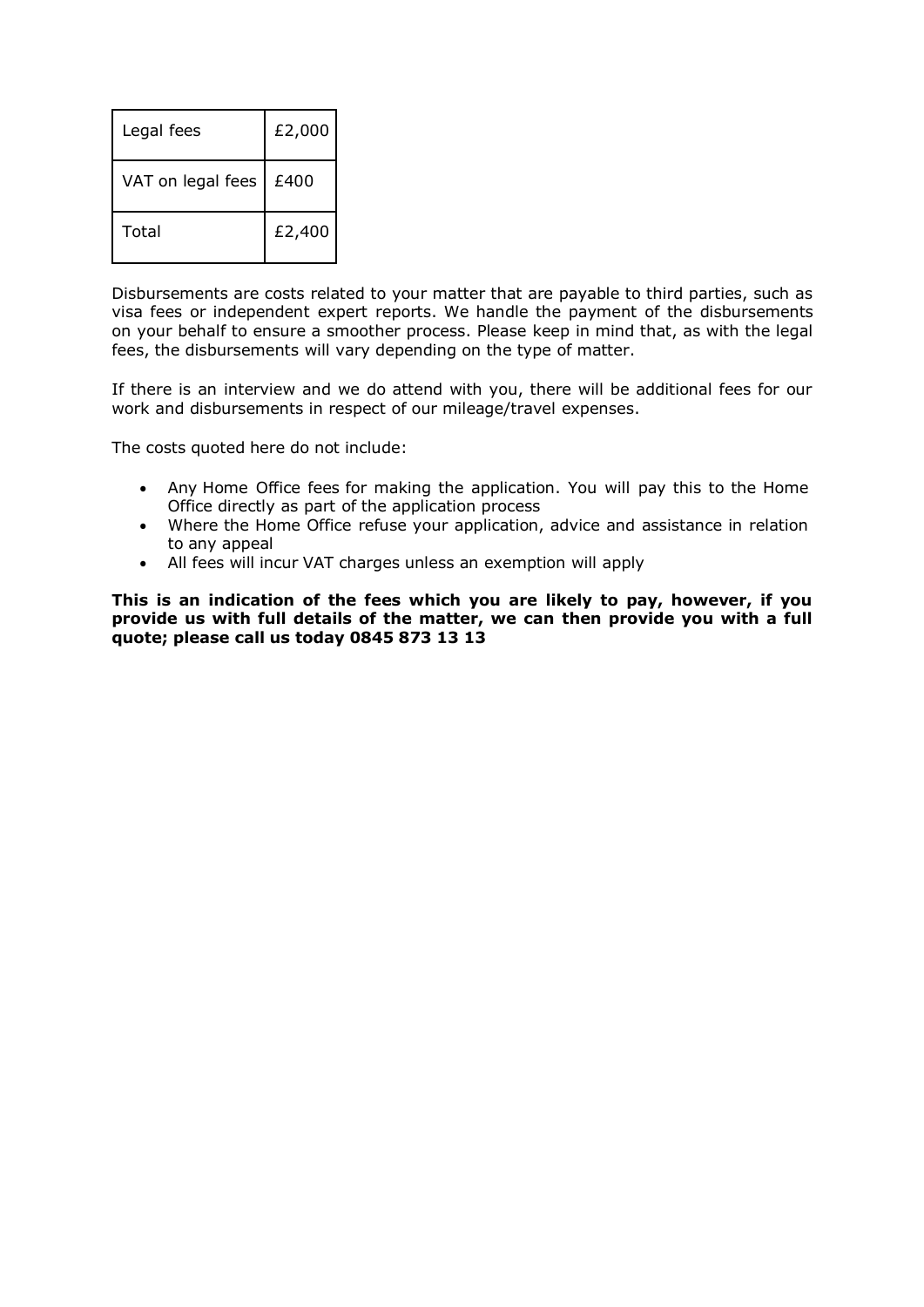| Legal fees | £2,000 |
| --- | --- |
| VAT on legal fees | £400 |
| Total | £2,400 |

Disbursements are costs related to your matter that are payable to third parties, such as visa fees or independent expert reports. We handle the payment of the disbursements on your behalf to ensure a smoother process. Please keep in mind that, as with the legal fees, the disbursements will vary depending on the type of matter.

If there is an interview and we do attend with you, there will be additional fees for our work and disbursements in respect of our mileage/travel expenses.

The costs quoted here do not include:

- Any Home Office fees for making the application. You will pay this to the Home Office directly as part of the application process
- Where the Home Office refuse your application, advice and assistance in relation to any appeal
- All fees will incur VAT charges unless an exemption will apply

**This is an indication of the fees which you are likely to pay, however, if you provide us with full details of the matter, we can then provide you with a full quote; please call us today 0845 873 13 13**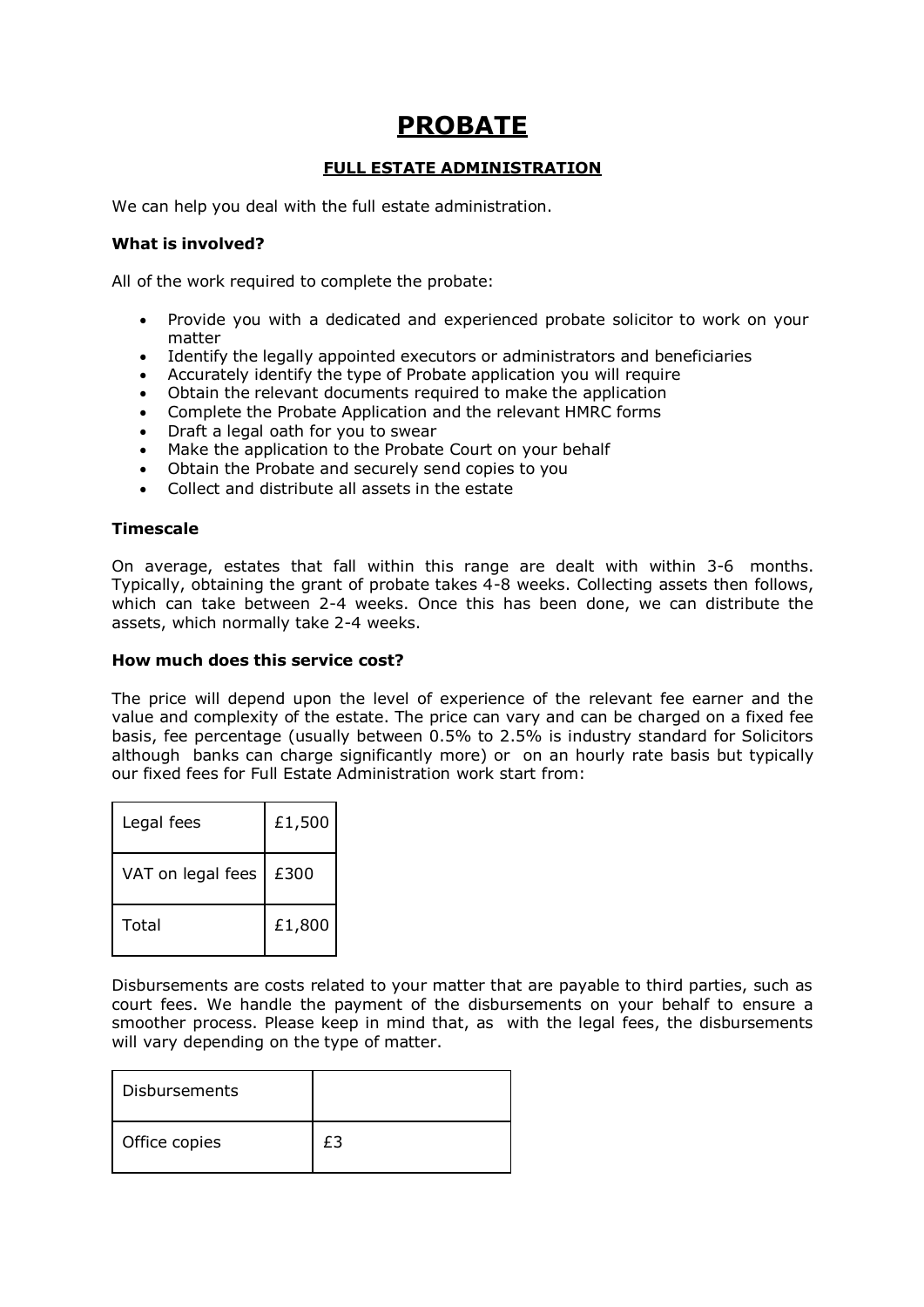# PROBATE

## FULL ESTATE ADMINISTRATION

We can help you deal with the full estate administration.

**What is involved?**

All of the work required to complete the probate:

- Provide you with a dedicated and experienced probate solicitor to work on your matter
- Identify the legally appointed executors or administrators and beneficiaries
- Accurately identify the type of Probate application you will require
- Obtain the relevant documents required to make the application
- Complete the Probate Application and the relevant HMRC forms
- Draft a legal oath for you to swear
- Make the application to the Probate Court on your behalf
- Obtain the Probate and securely send copies to you
- Collect and distribute all assets in the estate

**Timescale**

On average, estates that fall within this range are dealt with within 3-6 months. Typically, obtaining the grant of probate takes 4-8 weeks. Collecting assets then follows, which can take between 2-4 weeks. Once this has been done, we can distribute the assets, which normally take 2-4 weeks.

**How much does this service cost?**

The price will depend upon the level of experience of the relevant fee earner and the value and complexity of the estate. The price can vary and can be charged on a fixed fee basis, fee percentage (usually between 0.5% to 2.5% is industry standard for Solicitors although banks can charge significantly more) or on an hourly rate basis but typically our fixed fees for Full Estate Administration work start from:

| Legal fees | £1,500 |
|---|---|
| VAT on legal fees | £300 |
| Total | £1,800 |

Disbursements are costs related to your matter that are payable to third parties, such as court fees. We handle the payment of the disbursements on your behalf to ensure a smoother process. Please keep in mind that, as with the legal fees, the disbursements will vary depending on the type of matter.

| Disbursements | |
|---|---|
| Office copies | £3 |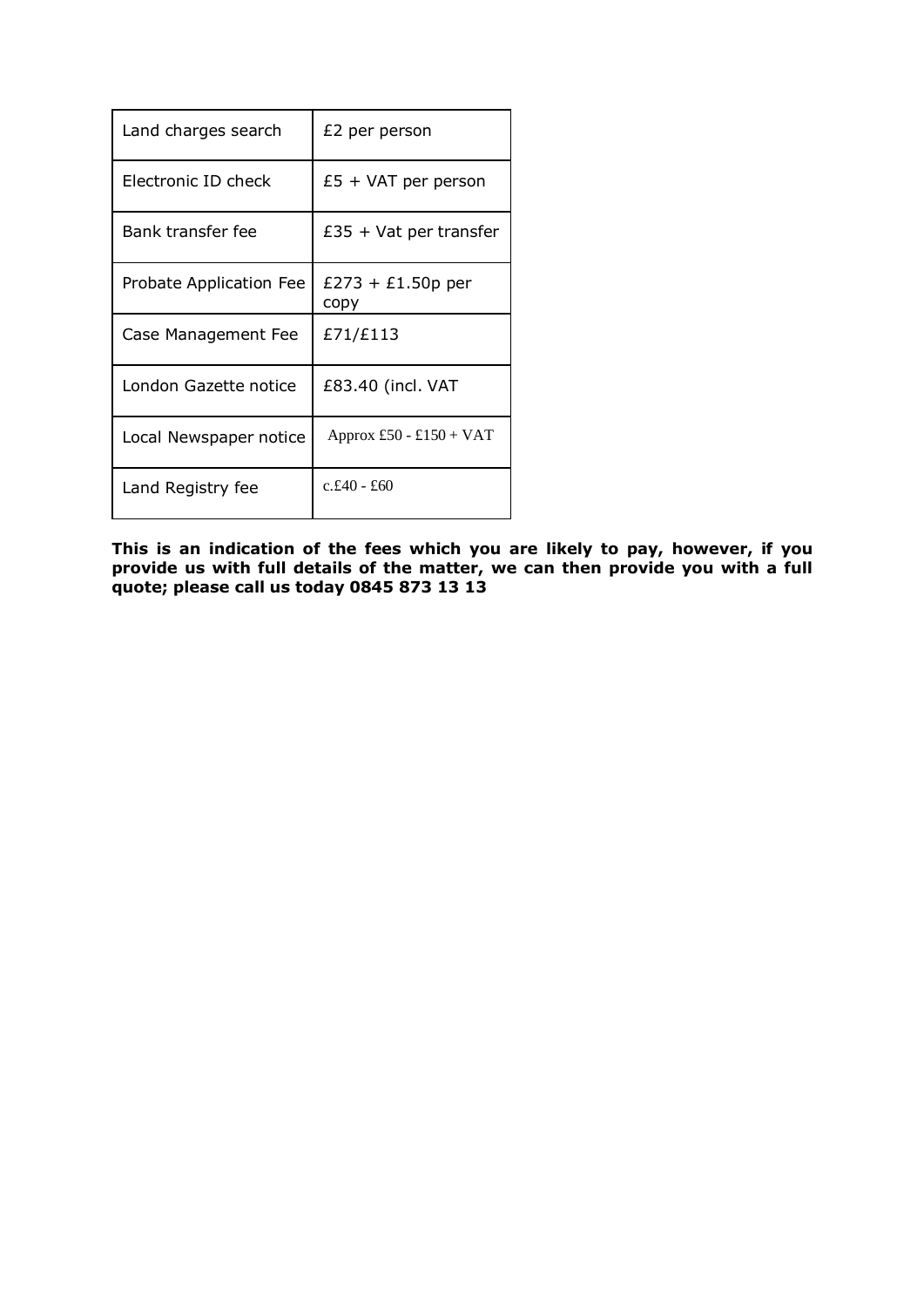| Land charges search | £2 per person |
| --- | --- |
| Electronic ID check | £5 + VAT per person |
| Bank transfer fee | £35 + Vat per transfer |
| Probate Application Fee | £273 + £1.50p per copy |
| Case Management Fee | £71/£113 |
| London Gazette notice | £83.40 (incl. VAT |
| Local Newspaper notice | Approx £50 - £150 + VAT |
| Land Registry fee | c.£40 - £60 |

**This is an indication of the fees which you are likely to pay, however, if you provide us with full details of the matter, we can then provide you with a full quote; please call us today 0845 873 13 13**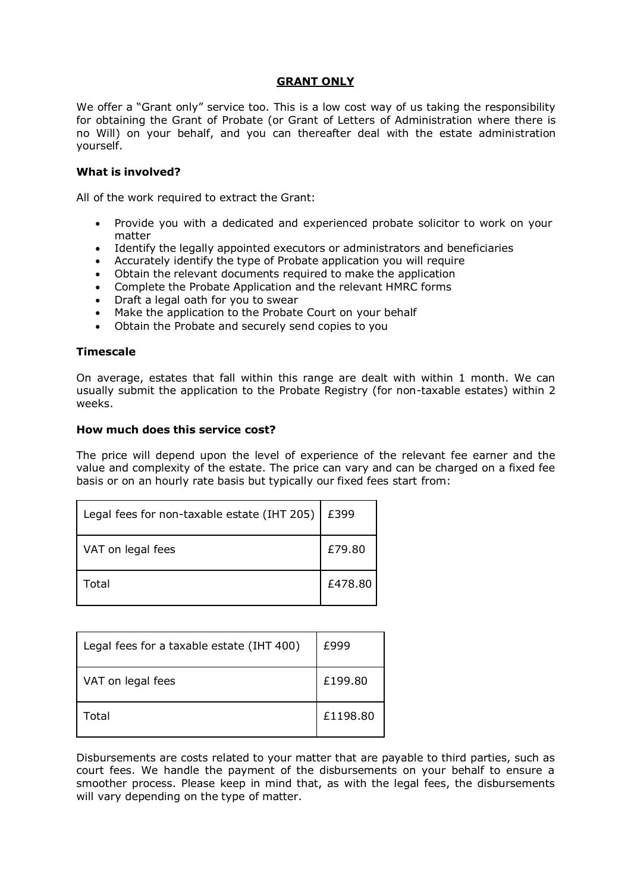## GRANT ONLY

We offer a "Grant only" service too. This is a low cost way of us taking the responsibility for obtaining the Grant of Probate (or Grant of Letters of Administration where there is no Will) on your behalf, and you can thereafter deal with the estate administration yourself.

### What is involved?

All of the work required to extract the Grant:

- Provide you with a dedicated and experienced probate solicitor to work on your matter
- Identify the legally appointed executors or administrators and beneficiaries
- Accurately identify the type of Probate application you will require
- Obtain the relevant documents required to make the application
- Complete the Probate Application and the relevant HMRC forms
- Draft a legal oath for you to swear
- Make the application to the Probate Court on your behalf
- Obtain the Probate and securely send copies to you

### Timescale

On average, estates that fall within this range are dealt with within 1 month. We can usually submit the application to the Probate Registry (for non-taxable estates) within 2 weeks.

### How much does this service cost?

The price will depend upon the level of experience of the relevant fee earner and the value and complexity of the estate. The price can vary and can be charged on a fixed fee basis or on an hourly rate basis but typically our fixed fees start from:

| Legal fees for non-taxable estate (IHT 205) | £399 |
| --- | --- |
| VAT on legal fees | £79.80 |
| Total | £478.80 |

| Legal fees for a taxable estate (IHT 400) | £999 |
| --- | --- |
| VAT on legal fees | £199.80 |
| Total | £1198.80 |

Disbursements are costs related to your matter that are payable to third parties, such as court fees. We handle the payment of the disbursements on your behalf to ensure a smoother process. Please keep in mind that, as with the legal fees, the disbursements will vary depending on the type of matter.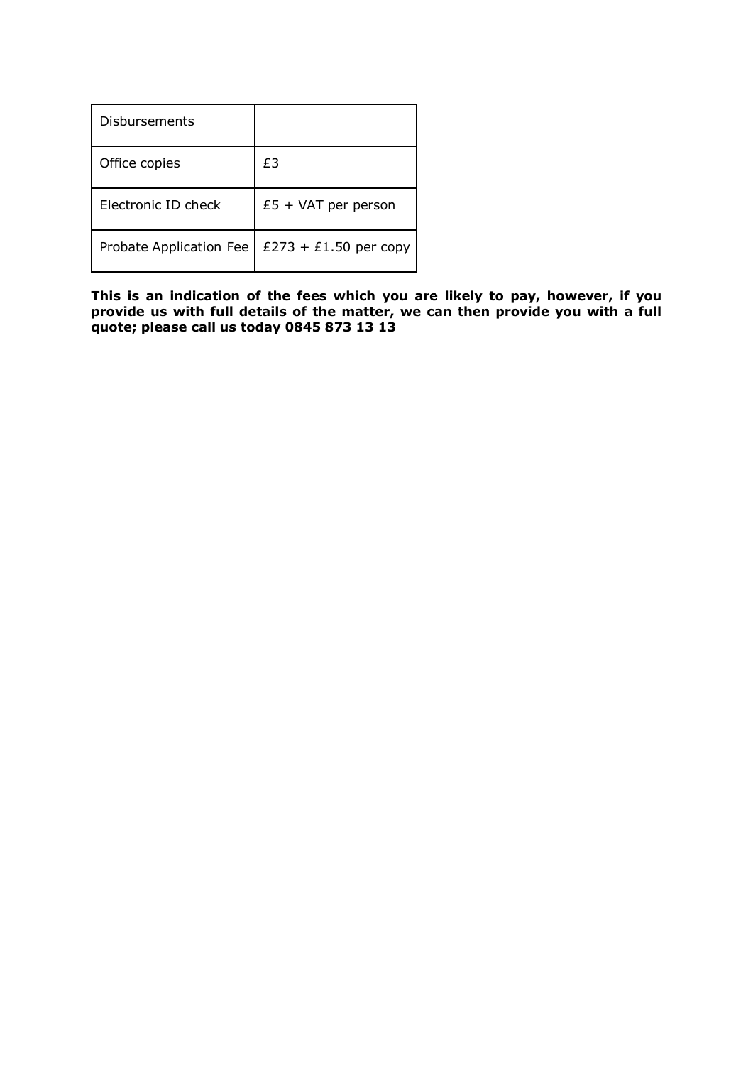| Disbursements | |
|---|---|
| Office copies | £3 |
| Electronic ID check | £5 + VAT per person |
| Probate Application Fee | £273 + £1.50 per copy |

**This is an indication of the fees which you are likely to pay, however, if you provide us with full details of the matter, we can then provide you with a full quote; please call us today 0845 873 13 13**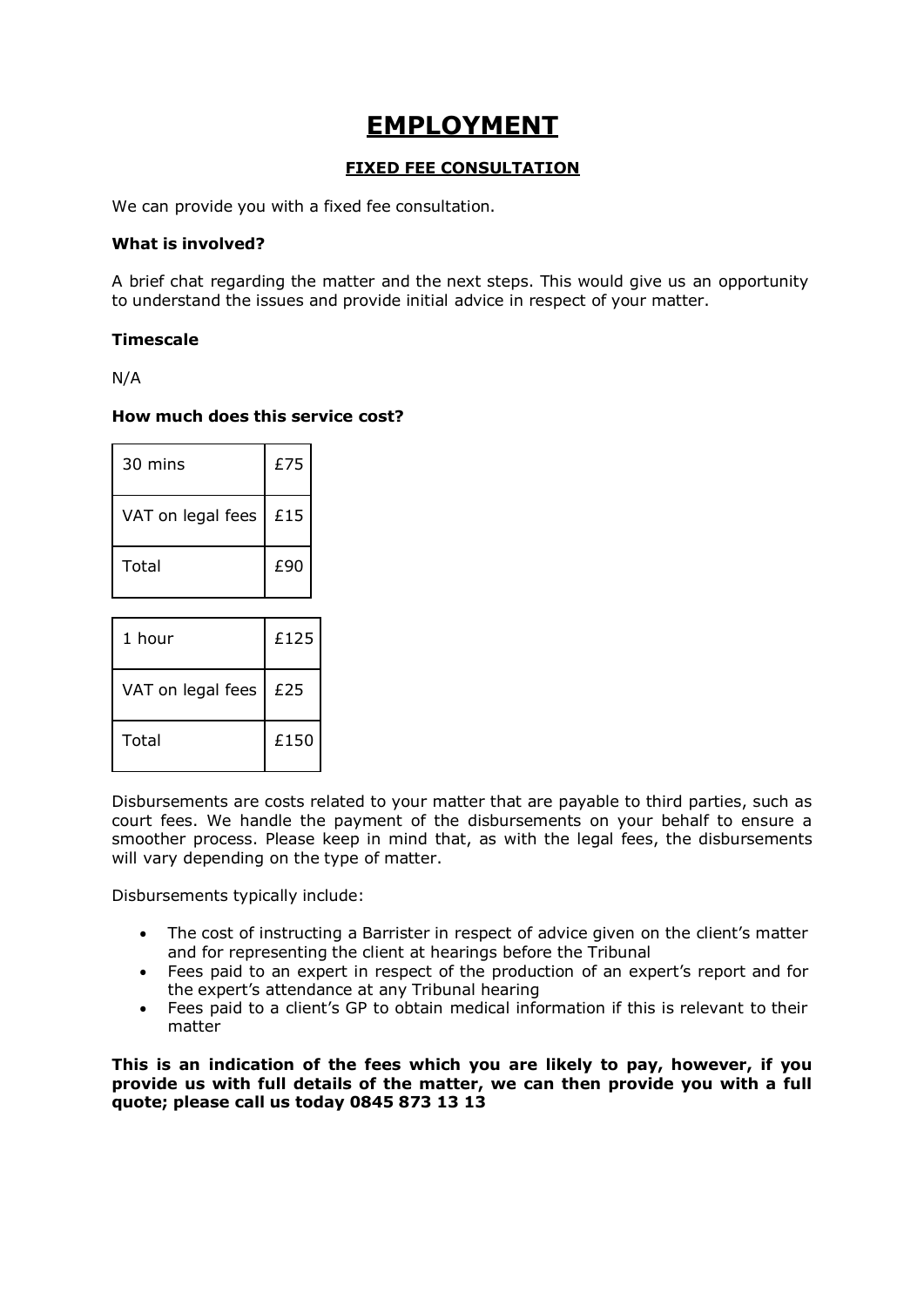# EMPLOYMENT

## FIXED FEE CONSULTATION

We can provide you with a fixed fee consultation.

**What is involved?**

A brief chat regarding the matter and the next steps. This would give us an opportunity to understand the issues and provide initial advice in respect of your matter.

**Timescale**

N/A

**How much does this service cost?**

| 30 mins | £75 |
|---|---|
| VAT on legal fees | £15 |
| Total | £90 |

| 1 hour | £125 |
|---|---|
| VAT on legal fees | £25 |
| Total | £150 |

Disbursements are costs related to your matter that are payable to third parties, such as court fees. We handle the payment of the disbursements on your behalf to ensure a smoother process. Please keep in mind that, as with the legal fees, the disbursements will vary depending on the type of matter.

Disbursements typically include:

- The cost of instructing a Barrister in respect of advice given on the client's matter and for representing the client at hearings before the Tribunal
- Fees paid to an expert in respect of the production of an expert's report and for the expert's attendance at any Tribunal hearing
- Fees paid to a client's GP to obtain medical information if this is relevant to their matter

**This is an indication of the fees which you are likely to pay, however, if you provide us with full details of the matter, we can then provide you with a full quote; please call us today 0845 873 13 13**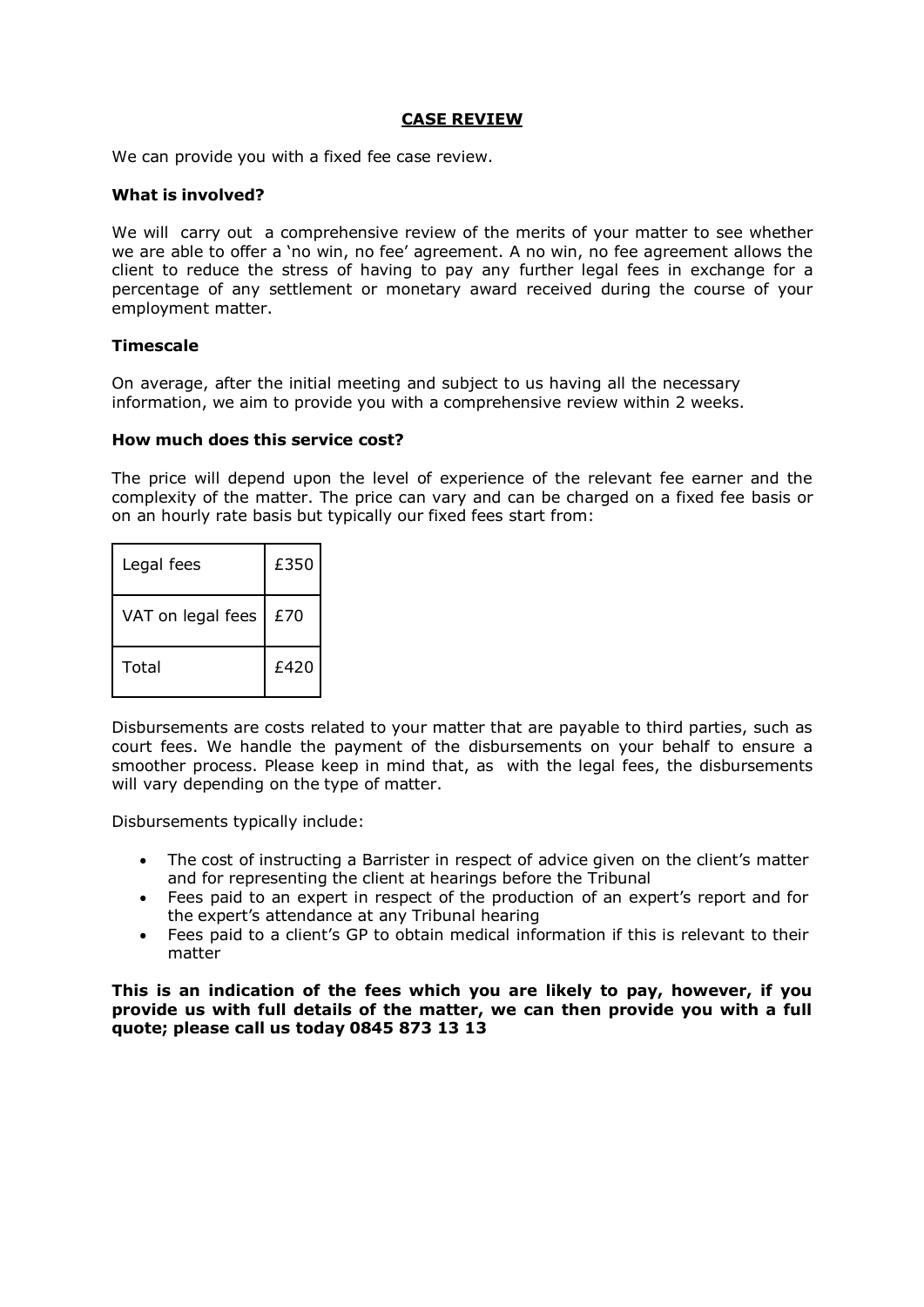## CASE REVIEW

We can provide you with a fixed fee case review.

**What is involved?**

We will carry out a comprehensive review of the merits of your matter to see whether we are able to offer a 'no win, no fee' agreement. A no win, no fee agreement allows the client to reduce the stress of having to pay any further legal fees in exchange for a percentage of any settlement or monetary award received during the course of your employment matter.

**Timescale**

On average, after the initial meeting and subject to us having all the necessary information, we aim to provide you with a comprehensive review within 2 weeks.

**How much does this service cost?**

The price will depend upon the level of experience of the relevant fee earner and the complexity of the matter. The price can vary and can be charged on a fixed fee basis or on an hourly rate basis but typically our fixed fees start from:

| | |
|---|---|
| Legal fees | £350 |
| VAT on legal fees | £70 |
| Total | £420 |

Disbursements are costs related to your matter that are payable to third parties, such as court fees. We handle the payment of the disbursements on your behalf to ensure a smoother process. Please keep in mind that, as with the legal fees, the disbursements will vary depending on the type of matter.

Disbursements typically include:

- The cost of instructing a Barrister in respect of advice given on the client's matter and for representing the client at hearings before the Tribunal
- Fees paid to an expert in respect of the production of an expert's report and for the expert's attendance at any Tribunal hearing
- Fees paid to a client's GP to obtain medical information if this is relevant to their matter

**This is an indication of the fees which you are likely to pay, however, if you provide us with full details of the matter, we can then provide you with a full quote; please call us today 0845 873 13 13**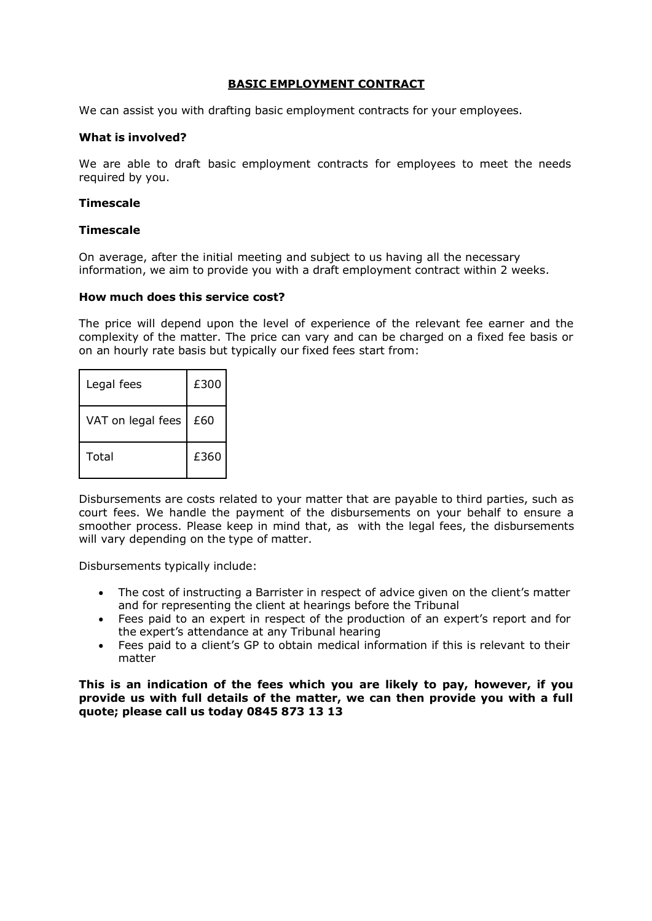## BASIC EMPLOYMENT CONTRACT

We can assist you with drafting basic employment contracts for your employees.

**What is involved?**

We are able to draft basic employment contracts for employees to meet the needs required by you.

**Timescale**

**Timescale**

On average, after the initial meeting and subject to us having all the necessary information, we aim to provide you with a draft employment contract within 2 weeks.

**How much does this service cost?**

The price will depend upon the level of experience of the relevant fee earner and the complexity of the matter. The price can vary and can be charged on a fixed fee basis or on an hourly rate basis but typically our fixed fees start from:

| Legal fees | £300 |
|---|---|
| VAT on legal fees | £60 |
| Total | £360 |

Disbursements are costs related to your matter that are payable to third parties, such as court fees. We handle the payment of the disbursements on your behalf to ensure a smoother process. Please keep in mind that, as with the legal fees, the disbursements will vary depending on the type of matter.

Disbursements typically include:

- The cost of instructing a Barrister in respect of advice given on the client's matter and for representing the client at hearings before the Tribunal
- Fees paid to an expert in respect of the production of an expert's report and for the expert's attendance at any Tribunal hearing
- Fees paid to a client's GP to obtain medical information if this is relevant to their matter

**This is an indication of the fees which you are likely to pay, however, if you provide us with full details of the matter, we can then provide you with a full quote; please call us today 0845 873 13 13**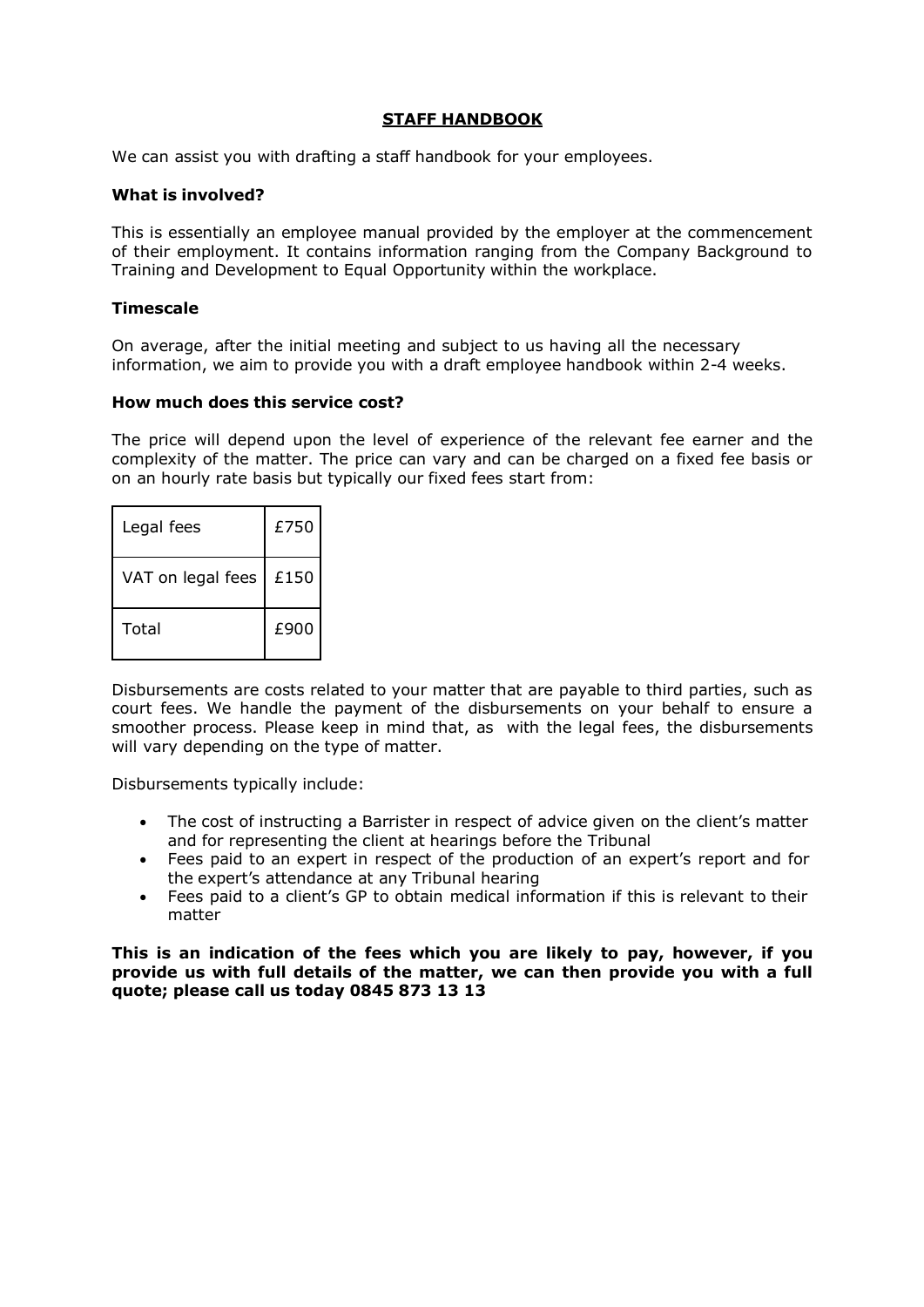## STAFF HANDBOOK

We can assist you with drafting a staff handbook for your employees.

### What is involved?

This is essentially an employee manual provided by the employer at the commencement of their employment. It contains information ranging from the Company Background to Training and Development to Equal Opportunity within the workplace.

### Timescale

On average, after the initial meeting and subject to us having all the necessary information, we aim to provide you with a draft employee handbook within 2-4 weeks.

### How much does this service cost?

The price will depend upon the level of experience of the relevant fee earner and the complexity of the matter. The price can vary and can be charged on a fixed fee basis or on an hourly rate basis but typically our fixed fees start from:

| | |
|---|---|
| Legal fees | £750 |
| VAT on legal fees | £150 |
| Total | £900 |

Disbursements are costs related to your matter that are payable to third parties, such as court fees. We handle the payment of the disbursements on your behalf to ensure a smoother process. Please keep in mind that, as with the legal fees, the disbursements will vary depending on the type of matter.

Disbursements typically include:

- The cost of instructing a Barrister in respect of advice given on the client's matter and for representing the client at hearings before the Tribunal
- Fees paid to an expert in respect of the production of an expert's report and for the expert's attendance at any Tribunal hearing
- Fees paid to a client's GP to obtain medical information if this is relevant to their matter

**This is an indication of the fees which you are likely to pay, however, if you provide us with full details of the matter, we can then provide you with a full quote; please call us today 0845 873 13 13**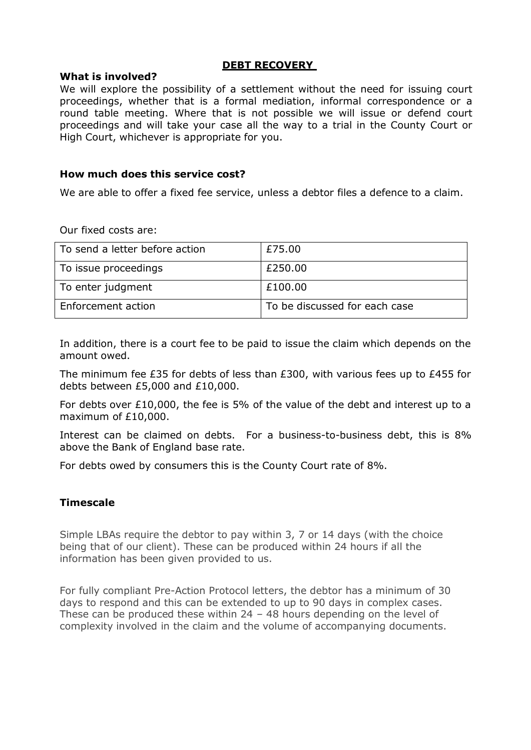## DEBT RECOVERY

**What is involved?**

We will explore the possibility of a settlement without the need for issuing court proceedings, whether that is a formal mediation, informal correspondence or a round table meeting. Where that is not possible we will issue or defend court proceedings and will take your case all the way to a trial in the County Court or High Court, whichever is appropriate for you.

**How much does this service cost?**

We are able to offer a fixed fee service, unless a debtor files a defence to a claim.

Our fixed costs are:

| | |
|---|---|
| To send a letter before action | £75.00 |
| To issue proceedings | £250.00 |
| To enter judgment | £100.00 |
| Enforcement action | To be discussed for each case |

In addition, there is a court fee to be paid to issue the claim which depends on the amount owed.

The minimum fee £35 for debts of less than £300, with various fees up to £455 for debts between £5,000 and £10,000.

For debts over £10,000, the fee is 5% of the value of the debt and interest up to a maximum of £10,000.

Interest can be claimed on debts. For a business-to-business debt, this is 8% above the Bank of England base rate.

For debts owed by consumers this is the County Court rate of 8%.

**Timescale**

Simple LBAs require the debtor to pay within 3, 7 or 14 days (with the choice being that of our client). These can be produced within 24 hours if all the information has been given provided to us.

For fully compliant Pre-Action Protocol letters, the debtor has a minimum of 30 days to respond and this can be extended to up to 90 days in complex cases. These can be produced these within 24 – 48 hours depending on the level of complexity involved in the claim and the volume of accompanying documents.